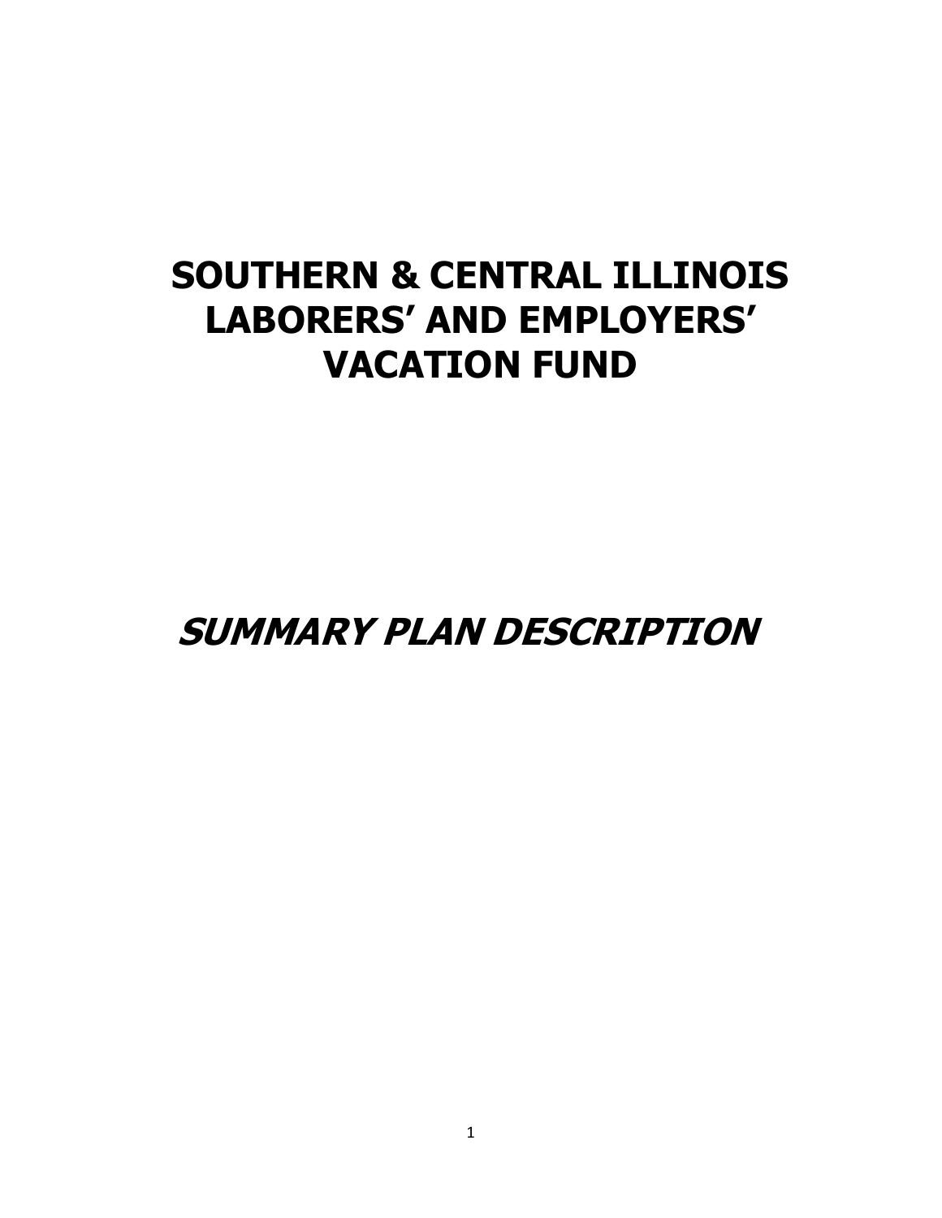# SOUTHERN & CENTRAL ILLINOIS LABORERS' AND EMPLOYERS' VACATION FUND

## *SUMMARY PLAN DESCRIPTION*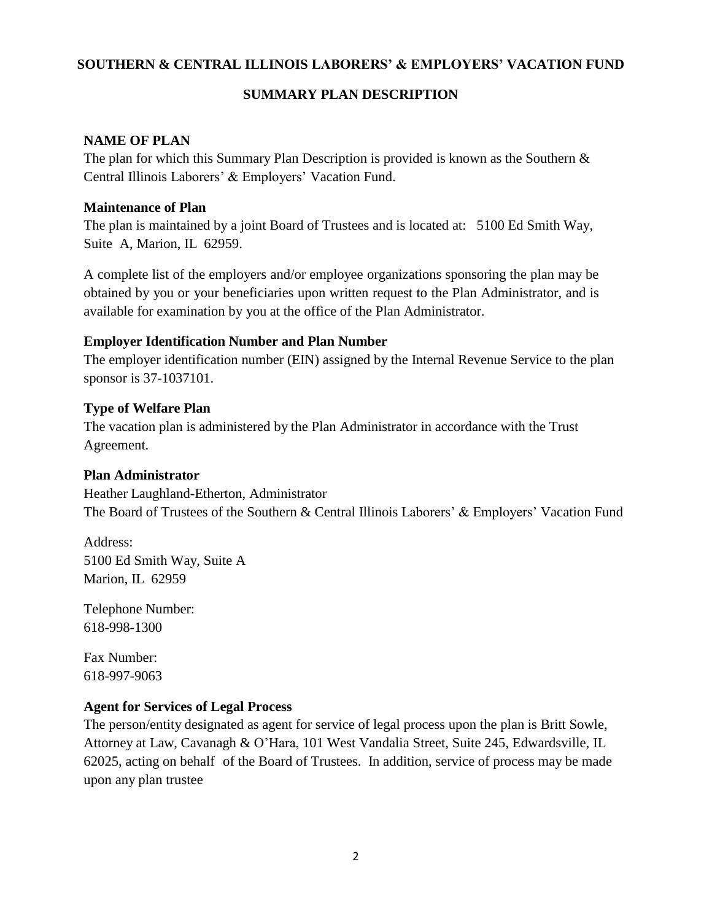**SOUTHERN & CENTRAL ILLINOIS LABORERS' & EMPLOYERS' VACATION FUND**

**SUMMARY PLAN DESCRIPTION**

**NAME OF PLAN**

The plan for which this Summary Plan Description is provided is known as the Southern & Central Illinois Laborers' & Employers' Vacation Fund.

**Maintenance of Plan**

The plan is maintained by a joint Board of Trustees and is located at: 5100 Ed Smith Way, Suite A, Marion, IL 62959.

A complete list of the employers and/or employee organizations sponsoring the plan may be obtained by you or your beneficiaries upon written request to the Plan Administrator, and is available for examination by you at the office of the Plan Administrator.

**Employer Identification Number and Plan Number**

The employer identification number (EIN) assigned by the Internal Revenue Service to the plan sponsor is 37-1037101.

**Type of Welfare Plan**

The vacation plan is administered by the Plan Administrator in accordance with the Trust Agreement.

**Plan Administrator**

Heather Laughland-Etherton, Administrator
The Board of Trustees of the Southern & Central Illinois Laborers' & Employers' Vacation Fund

Address:
5100 Ed Smith Way, Suite A
Marion, IL 62959

Telephone Number:
618-998-1300

Fax Number:
618-997-9063

**Agent for Services of Legal Process**

The person/entity designated as agent for service of legal process upon the plan is Britt Sowle, Attorney at Law, Cavanagh & O'Hara, 101 West Vandalia Street, Suite 245, Edwardsville, IL 62025, acting on behalf of the Board of Trustees. In addition, service of process may be made upon any plan trustee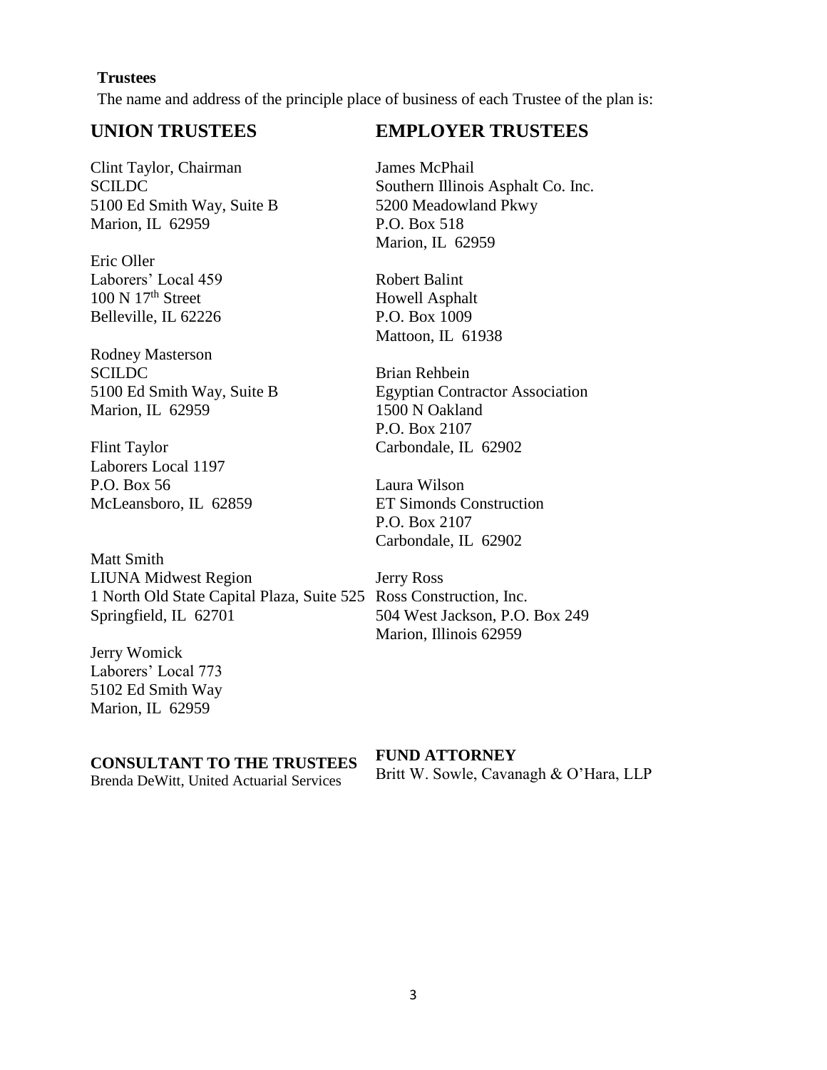**Trustees**

The name and address of the principle place of business of each Trustee of the plan is:

## UNION TRUSTEES

Clint Taylor, Chairman
SCILDC
5100 Ed Smith Way, Suite B
Marion, IL 62959

Eric Oller
Laborers' Local 459
100 N 17th Street
Belleville, IL 62226

Rodney Masterson
SCILDC
5100 Ed Smith Way, Suite B
Marion, IL 62959

Flint Taylor
Laborers Local 1197
P.O. Box 56
McLeansboro, IL 62859

Matt Smith
LIUNA Midwest Region
1 North Old State Capital Plaza, Suite 525
Springfield, IL 62701

Jerry Womick
Laborers' Local 773
5102 Ed Smith Way
Marion, IL 62959

## EMPLOYER TRUSTEES

James McPhail
Southern Illinois Asphalt Co. Inc.
5200 Meadowland Pkwy
P.O. Box 518
Marion, IL 62959

Robert Balint
Howell Asphalt
P.O. Box 1009
Mattoon, IL 61938

Brian Rehbein
Egyptian Contractor Association
1500 N Oakland
P.O. Box 2107
Carbondale, IL 62902

Laura Wilson
ET Simonds Construction
P.O. Box 2107
Carbondale, IL 62902

Jerry Ross
Ross Construction, Inc.
504 West Jackson, P.O. Box 249
Marion, Illinois 62959

**CONSULTANT TO THE TRUSTEES**
Brenda DeWitt, United Actuarial Services

**FUND ATTORNEY**
Britt W. Sowle, Cavanagh & O'Hara, LLP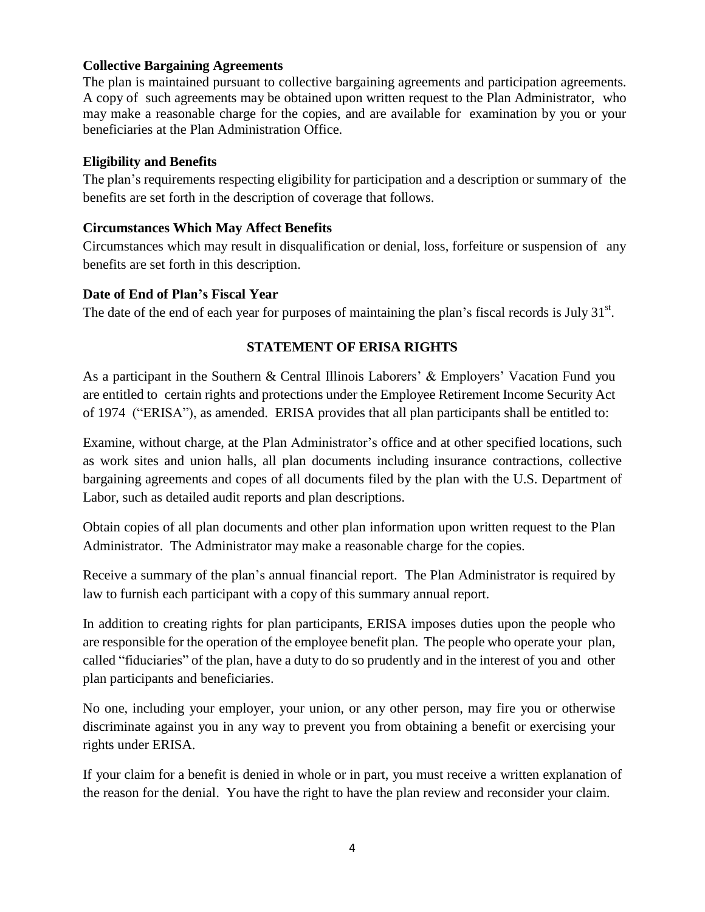**Collective Bargaining Agreements**

The plan is maintained pursuant to collective bargaining agreements and participation agreements. A copy of such agreements may be obtained upon written request to the Plan Administrator, who may make a reasonable charge for the copies, and are available for examination by you or your beneficiaries at the Plan Administration Office.

**Eligibility and Benefits**

The plan's requirements respecting eligibility for participation and a description or summary of the benefits are set forth in the description of coverage that follows.

**Circumstances Which May Affect Benefits**

Circumstances which may result in disqualification or denial, loss, forfeiture or suspension of any benefits are set forth in this description.

**Date of End of Plan's Fiscal Year**

The date of the end of each year for purposes of maintaining the plan's fiscal records is July 31st.

## STATEMENT OF ERISA RIGHTS

As a participant in the Southern & Central Illinois Laborers' & Employers' Vacation Fund you are entitled to certain rights and protections under the Employee Retirement Income Security Act of 1974 ("ERISA"), as amended. ERISA provides that all plan participants shall be entitled to:

Examine, without charge, at the Plan Administrator's office and at other specified locations, such as work sites and union halls, all plan documents including insurance contractions, collective bargaining agreements and copes of all documents filed by the plan with the U.S. Department of Labor, such as detailed audit reports and plan descriptions.

Obtain copies of all plan documents and other plan information upon written request to the Plan Administrator. The Administrator may make a reasonable charge for the copies.

Receive a summary of the plan's annual financial report. The Plan Administrator is required by law to furnish each participant with a copy of this summary annual report.

In addition to creating rights for plan participants, ERISA imposes duties upon the people who are responsible for the operation of the employee benefit plan. The people who operate your plan, called "fiduciaries" of the plan, have a duty to do so prudently and in the interest of you and other plan participants and beneficiaries.

No one, including your employer, your union, or any other person, may fire you or otherwise discriminate against you in any way to prevent you from obtaining a benefit or exercising your rights under ERISA.

If your claim for a benefit is denied in whole or in part, you must receive a written explanation of the reason for the denial. You have the right to have the plan review and reconsider your claim.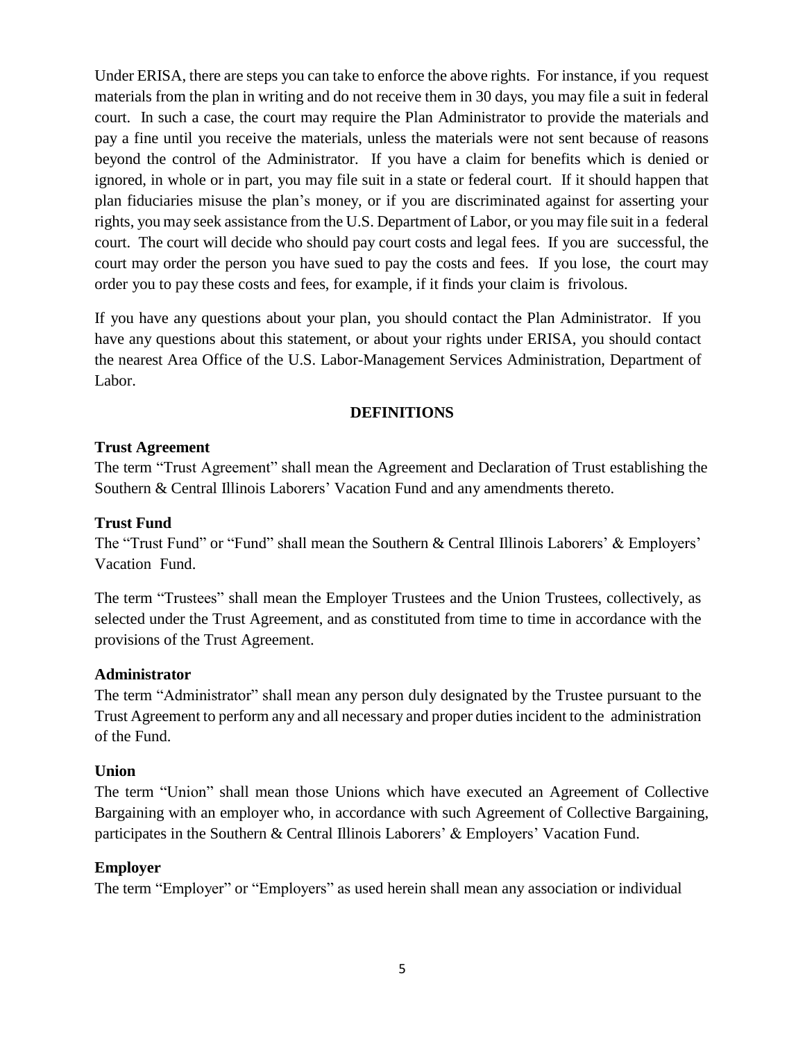Under ERISA, there are steps you can take to enforce the above rights. For instance, if you request materials from the plan in writing and do not receive them in 30 days, you may file a suit in federal court. In such a case, the court may require the Plan Administrator to provide the materials and pay a fine until you receive the materials, unless the materials were not sent because of reasons beyond the control of the Administrator. If you have a claim for benefits which is denied or ignored, in whole or in part, you may file suit in a state or federal court. If it should happen that plan fiduciaries misuse the plan's money, or if you are discriminated against for asserting your rights, you may seek assistance from the U.S. Department of Labor, or you may file suit in a federal court. The court will decide who should pay court costs and legal fees. If you are successful, the court may order the person you have sued to pay the costs and fees. If you lose, the court may order you to pay these costs and fees, for example, if it finds your claim is frivolous.

If you have any questions about your plan, you should contact the Plan Administrator. If you have any questions about this statement, or about your rights under ERISA, you should contact the nearest Area Office of the U.S. Labor-Management Services Administration, Department of Labor.

## DEFINITIONS

**Trust Agreement**

The term "Trust Agreement" shall mean the Agreement and Declaration of Trust establishing the Southern & Central Illinois Laborers' Vacation Fund and any amendments thereto.

**Trust Fund**

The "Trust Fund" or "Fund" shall mean the Southern & Central Illinois Laborers' & Employers' Vacation Fund.

The term "Trustees" shall mean the Employer Trustees and the Union Trustees, collectively, as selected under the Trust Agreement, and as constituted from time to time in accordance with the provisions of the Trust Agreement.

**Administrator**

The term "Administrator" shall mean any person duly designated by the Trustee pursuant to the Trust Agreement to perform any and all necessary and proper duties incident to the administration of the Fund.

**Union**

The term "Union" shall mean those Unions which have executed an Agreement of Collective Bargaining with an employer who, in accordance with such Agreement of Collective Bargaining, participates in the Southern & Central Illinois Laborers' & Employers' Vacation Fund.

**Employer**

The term "Employer" or "Employers" as used herein shall mean any association or individual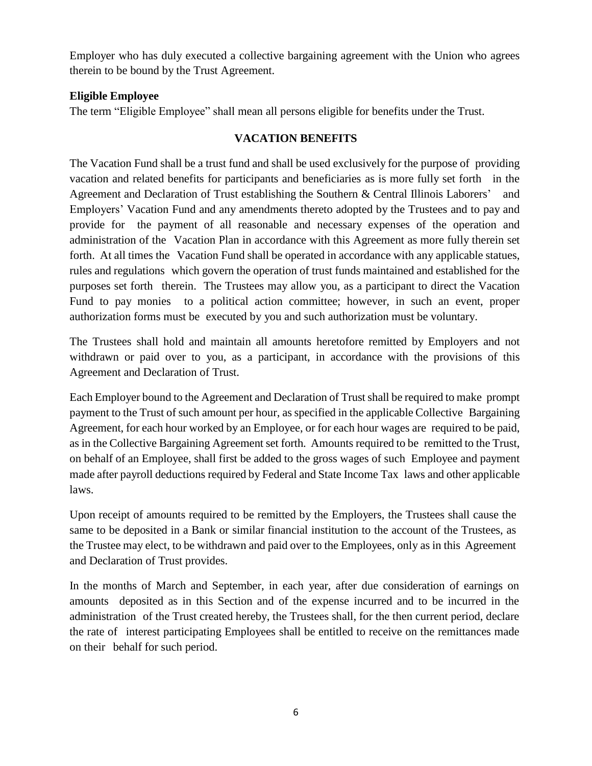Employer who has duly executed a collective bargaining agreement with the Union who agrees therein to be bound by the Trust Agreement.

**Eligible Employee**

The term "Eligible Employee" shall mean all persons eligible for benefits under the Trust.

## VACATION BENEFITS

The Vacation Fund shall be a trust fund and shall be used exclusively for the purpose of providing vacation and related benefits for participants and beneficiaries as is more fully set forth in the Agreement and Declaration of Trust establishing the Southern & Central Illinois Laborers' and Employers' Vacation Fund and any amendments thereto adopted by the Trustees and to pay and provide for the payment of all reasonable and necessary expenses of the operation and administration of the Vacation Plan in accordance with this Agreement as more fully therein set forth. At all times the Vacation Fund shall be operated in accordance with any applicable statues, rules and regulations which govern the operation of trust funds maintained and established for the purposes set forth therein. The Trustees may allow you, as a participant to direct the Vacation Fund to pay monies to a political action committee; however, in such an event, proper authorization forms must be executed by you and such authorization must be voluntary.

The Trustees shall hold and maintain all amounts heretofore remitted by Employers and not withdrawn or paid over to you, as a participant, in accordance with the provisions of this Agreement and Declaration of Trust.

Each Employer bound to the Agreement and Declaration of Trust shall be required to make prompt payment to the Trust of such amount per hour, as specified in the applicable Collective Bargaining Agreement, for each hour worked by an Employee, or for each hour wages are required to be paid, as in the Collective Bargaining Agreement set forth. Amounts required to be remitted to the Trust, on behalf of an Employee, shall first be added to the gross wages of such Employee and payment made after payroll deductions required by Federal and State Income Tax laws and other applicable laws.

Upon receipt of amounts required to be remitted by the Employers, the Trustees shall cause the same to be deposited in a Bank or similar financial institution to the account of the Trustees, as the Trustee may elect, to be withdrawn and paid over to the Employees, only as in this Agreement and Declaration of Trust provides.

In the months of March and September, in each year, after due consideration of earnings on amounts deposited as in this Section and of the expense incurred and to be incurred in the administration of the Trust created hereby, the Trustees shall, for the then current period, declare the rate of interest participating Employees shall be entitled to receive on the remittances made on their behalf for such period.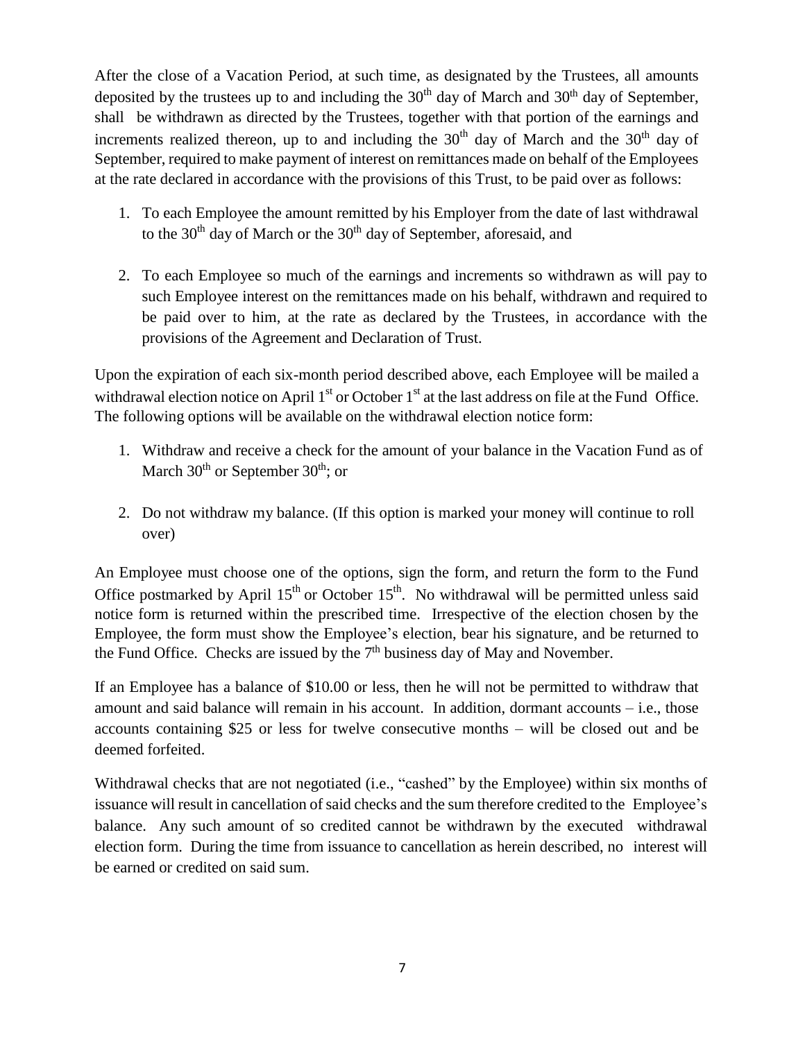After the close of a Vacation Period, at such time, as designated by the Trustees, all amounts deposited by the trustees up to and including the 30th day of March and 30th day of September, shall be withdrawn as directed by the Trustees, together with that portion of the earnings and increments realized thereon, up to and including the 30th day of March and the 30th day of September, required to make payment of interest on remittances made on behalf of the Employees at the rate declared in accordance with the provisions of this Trust, to be paid over as follows:

1. To each Employee the amount remitted by his Employer from the date of last withdrawal to the 30th day of March or the 30th day of September, aforesaid, and

2. To each Employee so much of the earnings and increments so withdrawn as will pay to such Employee interest on the remittances made on his behalf, withdrawn and required to be paid over to him, at the rate as declared by the Trustees, in accordance with the provisions of the Agreement and Declaration of Trust.

Upon the expiration of each six-month period described above, each Employee will be mailed a withdrawal election notice on April 1st or October 1st at the last address on file at the Fund Office. The following options will be available on the withdrawal election notice form:

1. Withdraw and receive a check for the amount of your balance in the Vacation Fund as of March 30th or September 30th; or

2. Do not withdraw my balance. (If this option is marked your money will continue to roll over)

An Employee must choose one of the options, sign the form, and return the form to the Fund Office postmarked by April 15th or October 15th. No withdrawal will be permitted unless said notice form is returned within the prescribed time. Irrespective of the election chosen by the Employee, the form must show the Employee's election, bear his signature, and be returned to the Fund Office. Checks are issued by the 7th business day of May and November.

If an Employee has a balance of $10.00 or less, then he will not be permitted to withdraw that amount and said balance will remain in his account. In addition, dormant accounts – i.e., those accounts containing $25 or less for twelve consecutive months – will be closed out and be deemed forfeited.

Withdrawal checks that are not negotiated (i.e., "cashed" by the Employee) within six months of issuance will result in cancellation of said checks and the sum therefore credited to the Employee's balance. Any such amount of so credited cannot be withdrawn by the executed withdrawal election form. During the time from issuance to cancellation as herein described, no interest will be earned or credited on said sum.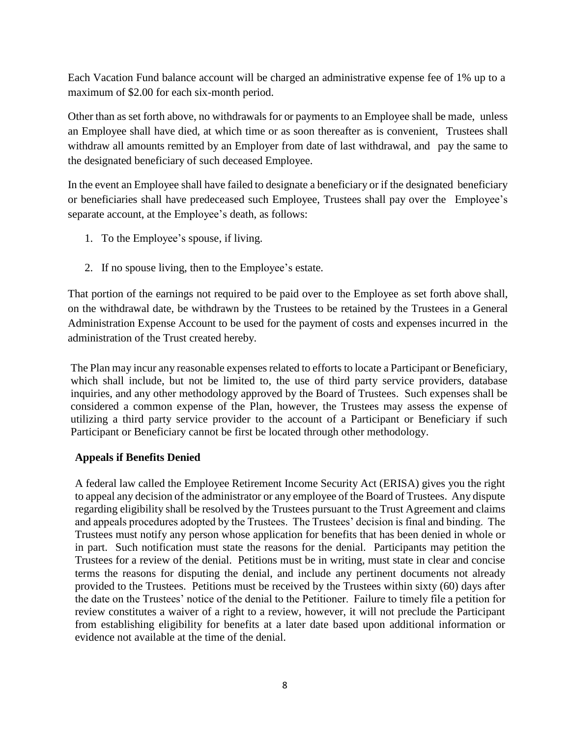Each Vacation Fund balance account will be charged an administrative expense fee of 1% up to a maximum of $2.00 for each six-month period.

Other than as set forth above, no withdrawals for or payments to an Employee shall be made, unless an Employee shall have died, at which time or as soon thereafter as is convenient, Trustees shall withdraw all amounts remitted by an Employer from date of last withdrawal, and pay the same to the designated beneficiary of such deceased Employee.

In the event an Employee shall have failed to designate a beneficiary or if the designated beneficiary or beneficiaries shall have predeceased such Employee, Trustees shall pay over the Employee's separate account, at the Employee's death, as follows:

1. To the Employee's spouse, if living.
2. If no spouse living, then to the Employee's estate.

That portion of the earnings not required to be paid over to the Employee as set forth above shall, on the withdrawal date, be withdrawn by the Trustees to be retained by the Trustees in a General Administration Expense Account to be used for the payment of costs and expenses incurred in the administration of the Trust created hereby.

The Plan may incur any reasonable expenses related to efforts to locate a Participant or Beneficiary, which shall include, but not be limited to, the use of third party service providers, database inquiries, and any other methodology approved by the Board of Trustees. Such expenses shall be considered a common expense of the Plan, however, the Trustees may assess the expense of utilizing a third party service provider to the account of a Participant or Beneficiary if such Participant or Beneficiary cannot be first be located through other methodology.

**Appeals if Benefits Denied**

A federal law called the Employee Retirement Income Security Act (ERISA) gives you the right to appeal any decision of the administrator or any employee of the Board of Trustees. Any dispute regarding eligibility shall be resolved by the Trustees pursuant to the Trust Agreement and claims and appeals procedures adopted by the Trustees. The Trustees' decision is final and binding. The Trustees must notify any person whose application for benefits that has been denied in whole or in part. Such notification must state the reasons for the denial. Participants may petition the Trustees for a review of the denial. Petitions must be in writing, must state in clear and concise terms the reasons for disputing the denial, and include any pertinent documents not already provided to the Trustees. Petitions must be received by the Trustees within sixty (60) days after the date on the Trustees' notice of the denial to the Petitioner. Failure to timely file a petition for review constitutes a waiver of a right to a review, however, it will not preclude the Participant from establishing eligibility for benefits at a later date based upon additional information or evidence not available at the time of the denial.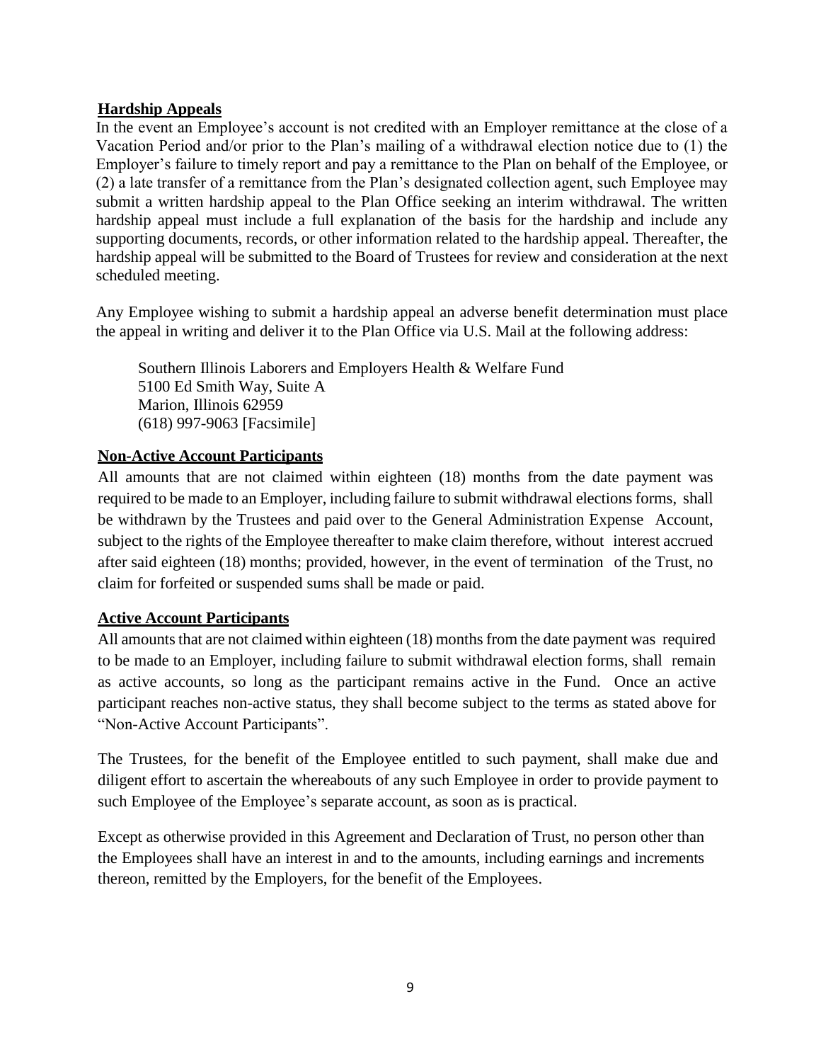## Hardship Appeals

In the event an Employee's account is not credited with an Employer remittance at the close of a Vacation Period and/or prior to the Plan's mailing of a withdrawal election notice due to (1) the Employer's failure to timely report and pay a remittance to the Plan on behalf of the Employee, or (2) a late transfer of a remittance from the Plan's designated collection agent, such Employee may submit a written hardship appeal to the Plan Office seeking an interim withdrawal. The written hardship appeal must include a full explanation of the basis for the hardship and include any supporting documents, records, or other information related to the hardship appeal. Thereafter, the hardship appeal will be submitted to the Board of Trustees for review and consideration at the next scheduled meeting.

Any Employee wishing to submit a hardship appeal an adverse benefit determination must place the appeal in writing and deliver it to the Plan Office via U.S. Mail at the following address:

Southern Illinois Laborers and Employers Health & Welfare Fund
5100 Ed Smith Way, Suite A
Marion, Illinois 62959
(618) 997-9063 [Facsimile]

## Non-Active Account Participants

All amounts that are not claimed within eighteen (18) months from the date payment was required to be made to an Employer, including failure to submit withdrawal elections forms, shall be withdrawn by the Trustees and paid over to the General Administration Expense Account, subject to the rights of the Employee thereafter to make claim therefore, without interest accrued after said eighteen (18) months; provided, however, in the event of termination of the Trust, no claim for forfeited or suspended sums shall be made or paid.

## Active Account Participants

All amounts that are not claimed within eighteen (18) months from the date payment was required to be made to an Employer, including failure to submit withdrawal election forms, shall remain as active accounts, so long as the participant remains active in the Fund. Once an active participant reaches non-active status, they shall become subject to the terms as stated above for "Non-Active Account Participants".

The Trustees, for the benefit of the Employee entitled to such payment, shall make due and diligent effort to ascertain the whereabouts of any such Employee in order to provide payment to such Employee of the Employee's separate account, as soon as is practical.

Except as otherwise provided in this Agreement and Declaration of Trust, no person other than the Employees shall have an interest in and to the amounts, including earnings and increments thereon, remitted by the Employers, for the benefit of the Employees.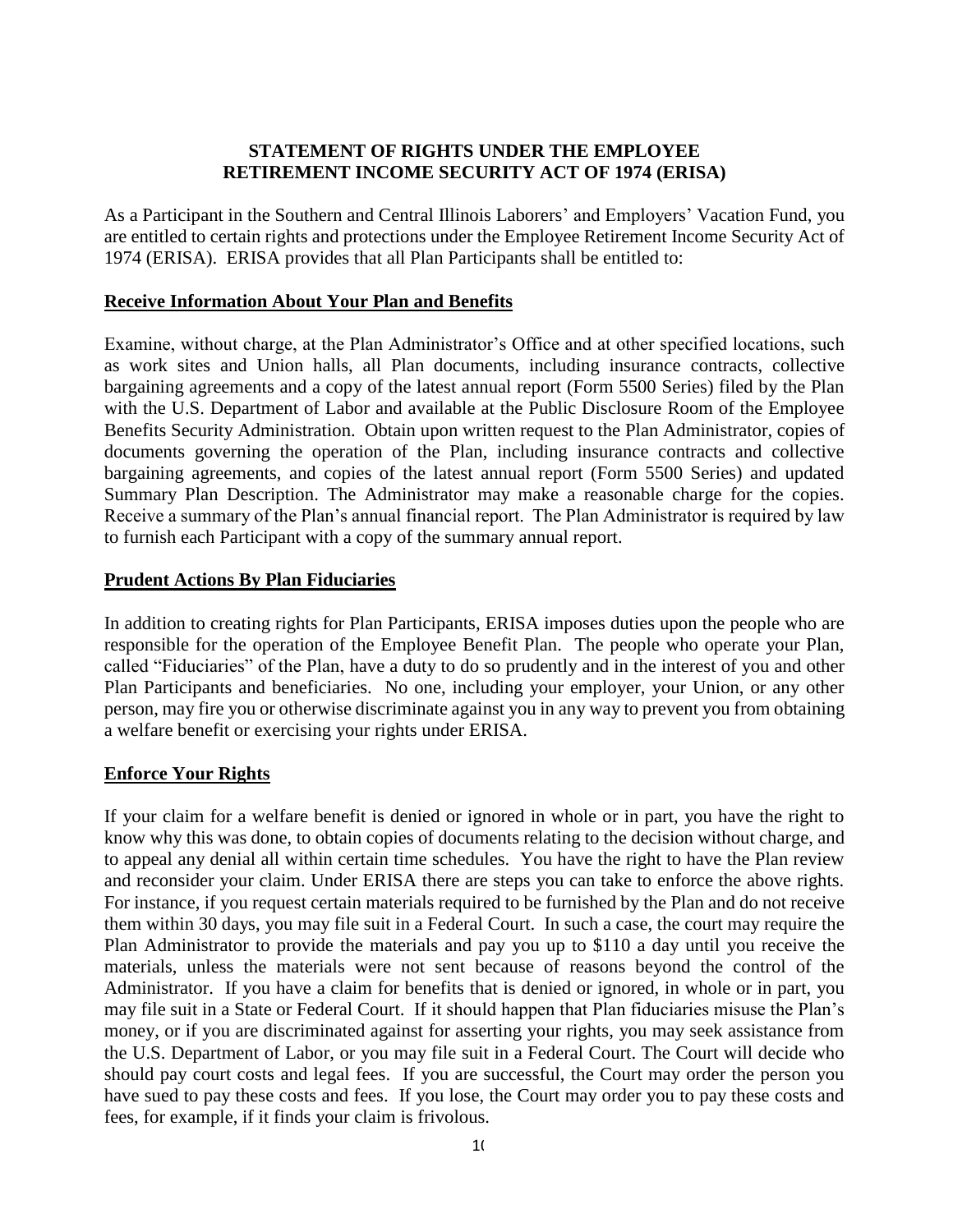## STATEMENT OF RIGHTS UNDER THE EMPLOYEE RETIREMENT INCOME SECURITY ACT OF 1974 (ERISA)

As a Participant in the Southern and Central Illinois Laborers' and Employers' Vacation Fund, you are entitled to certain rights and protections under the Employee Retirement Income Security Act of 1974 (ERISA). ERISA provides that all Plan Participants shall be entitled to:

### Receive Information About Your Plan and Benefits

Examine, without charge, at the Plan Administrator's Office and at other specified locations, such as work sites and Union halls, all Plan documents, including insurance contracts, collective bargaining agreements and a copy of the latest annual report (Form 5500 Series) filed by the Plan with the U.S. Department of Labor and available at the Public Disclosure Room of the Employee Benefits Security Administration. Obtain upon written request to the Plan Administrator, copies of documents governing the operation of the Plan, including insurance contracts and collective bargaining agreements, and copies of the latest annual report (Form 5500 Series) and updated Summary Plan Description. The Administrator may make a reasonable charge for the copies. Receive a summary of the Plan's annual financial report. The Plan Administrator is required by law to furnish each Participant with a copy of the summary annual report.

### Prudent Actions By Plan Fiduciaries

In addition to creating rights for Plan Participants, ERISA imposes duties upon the people who are responsible for the operation of the Employee Benefit Plan. The people who operate your Plan, called "Fiduciaries" of the Plan, have a duty to do so prudently and in the interest of you and other Plan Participants and beneficiaries. No one, including your employer, your Union, or any other person, may fire you or otherwise discriminate against you in any way to prevent you from obtaining a welfare benefit or exercising your rights under ERISA.

### Enforce Your Rights

If your claim for a welfare benefit is denied or ignored in whole or in part, you have the right to know why this was done, to obtain copies of documents relating to the decision without charge, and to appeal any denial all within certain time schedules. You have the right to have the Plan review and reconsider your claim. Under ERISA there are steps you can take to enforce the above rights. For instance, if you request certain materials required to be furnished by the Plan and do not receive them within 30 days, you may file suit in a Federal Court. In such a case, the court may require the Plan Administrator to provide the materials and pay you up to $110 a day until you receive the materials, unless the materials were not sent because of reasons beyond the control of the Administrator. If you have a claim for benefits that is denied or ignored, in whole or in part, you may file suit in a State or Federal Court. If it should happen that Plan fiduciaries misuse the Plan's money, or if you are discriminated against for asserting your rights, you may seek assistance from the U.S. Department of Labor, or you may file suit in a Federal Court. The Court will decide who should pay court costs and legal fees. If you are successful, the Court may order the person you have sued to pay these costs and fees. If you lose, the Court may order you to pay these costs and fees, for example, if it finds your claim is frivolous.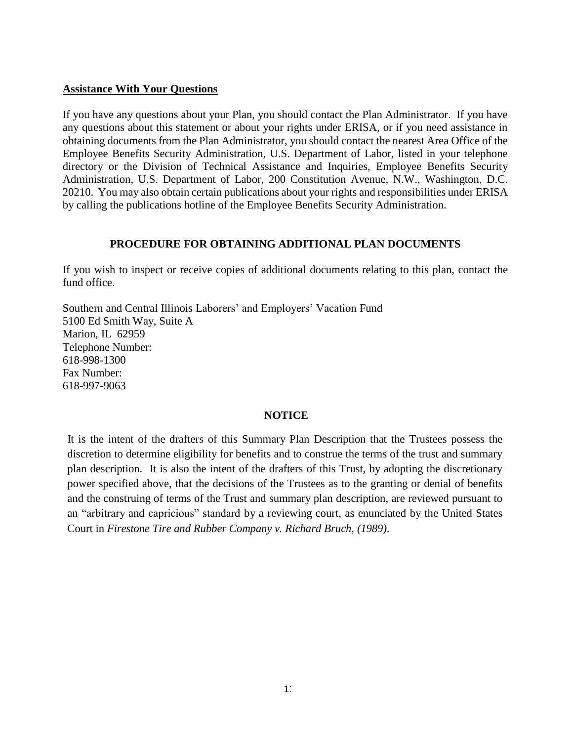**Assistance With Your Questions**

If you have any questions about your Plan, you should contact the Plan Administrator. If you have any questions about this statement or about your rights under ERISA, or if you need assistance in obtaining documents from the Plan Administrator, you should contact the nearest Area Office of the Employee Benefits Security Administration, U.S. Department of Labor, listed in your telephone directory or the Division of Technical Assistance and Inquiries, Employee Benefits Security Administration, U.S. Department of Labor, 200 Constitution Avenue, N.W., Washington, D.C. 20210. You may also obtain certain publications about your rights and responsibilities under ERISA by calling the publications hotline of the Employee Benefits Security Administration.

## PROCEDURE FOR OBTAINING ADDITIONAL PLAN DOCUMENTS

If you wish to inspect or receive copies of additional documents relating to this plan, contact the fund office.

Southern and Central Illinois Laborers' and Employers' Vacation Fund
5100 Ed Smith Way, Suite A
Marion, IL 62959
Telephone Number:
618-998-1300
Fax Number:
618-997-9063

## NOTICE

It is the intent of the drafters of this Summary Plan Description that the Trustees possess the discretion to determine eligibility for benefits and to construe the terms of the trust and summary plan description. It is also the intent of the drafters of this Trust, by adopting the discretionary power specified above, that the decisions of the Trustees as to the granting or denial of benefits and the construing of terms of the Trust and summary plan description, are reviewed pursuant to an "arbitrary and capricious" standard by a reviewing court, as enunciated by the United States Court in *Firestone Tire and Rubber Company v. Richard Bruch, (1989)*.